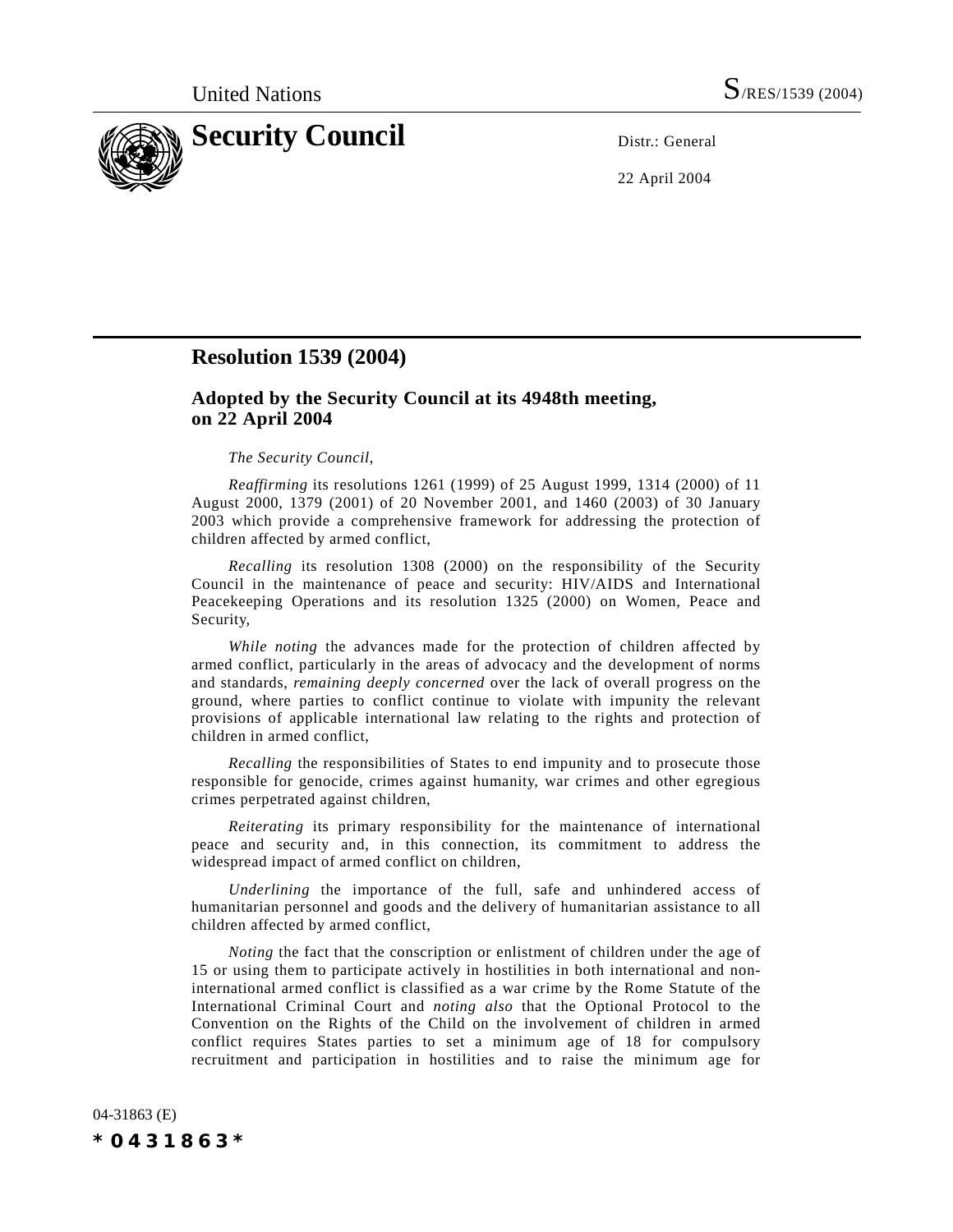United Nations S/RES/1539 (2004)

# Security Council

Distr.: General

22 April 2004

## Resolution 1539 (2004)

### Adopted by the Security Council at its 4948th meeting, on 22 April 2004

*The Security Council*,

*Reaffirming* its resolutions 1261 (1999) of 25 August 1999, 1314 (2000) of 11 August 2000, 1379 (2001) of 20 November 2001, and 1460 (2003) of 30 January 2003 which provide a comprehensive framework for addressing the protection of children affected by armed conflict,

*Recalling* its resolution 1308 (2000) on the responsibility of the Security Council in the maintenance of peace and security: HIV/AIDS and International Peacekeeping Operations and its resolution 1325 (2000) on Women, Peace and Security,

*While noting* the advances made for the protection of children affected by armed conflict, particularly in the areas of advocacy and the development of norms and standards, *remaining deeply concerned* over the lack of overall progress on the ground, where parties to conflict continue to violate with impunity the relevant provisions of applicable international law relating to the rights and protection of children in armed conflict,

*Recalling* the responsibilities of States to end impunity and to prosecute those responsible for genocide, crimes against humanity, war crimes and other egregious crimes perpetrated against children,

*Reiterating* its primary responsibility for the maintenance of international peace and security and, in this connection, its commitment to address the widespread impact of armed conflict on children,

*Underlining* the importance of the full, safe and unhindered access of humanitarian personnel and goods and the delivery of humanitarian assistance to all children affected by armed conflict,

*Noting* the fact that the conscription or enlistment of children under the age of 15 or using them to participate actively in hostilities in both international and non-international armed conflict is classified as a war crime by the Rome Statute of the International Criminal Court and *noting also* that the Optional Protocol to the Convention on the Rights of the Child on the involvement of children in armed conflict requires States parties to set a minimum age of 18 for compulsory recruitment and participation in hostilities and to raise the minimum age for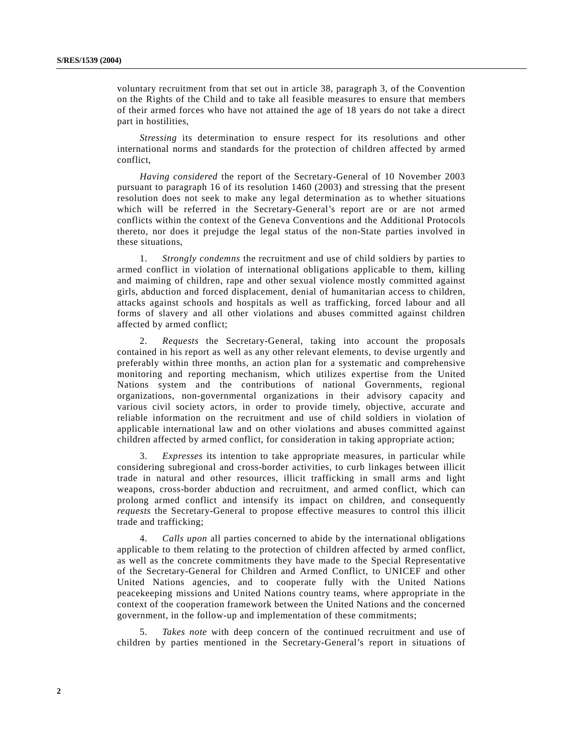voluntary recruitment from that set out in article 38, paragraph 3, of the Convention on the Rights of the Child and to take all feasible measures to ensure that members of their armed forces who have not attained the age of 18 years do not take a direct part in hostilities,

*Stressing* its determination to ensure respect for its resolutions and other international norms and standards for the protection of children affected by armed conflict,

*Having considered* the report of the Secretary-General of 10 November 2003 pursuant to paragraph 16 of its resolution 1460 (2003) and stressing that the present resolution does not seek to make any legal determination as to whether situations which will be referred in the Secretary-General's report are or are not armed conflicts within the context of the Geneva Conventions and the Additional Protocols thereto, nor does it prejudge the legal status of the non-State parties involved in these situations,

1. *Strongly condemns* the recruitment and use of child soldiers by parties to armed conflict in violation of international obligations applicable to them, killing and maiming of children, rape and other sexual violence mostly committed against girls, abduction and forced displacement, denial of humanitarian access to children, attacks against schools and hospitals as well as trafficking, forced labour and all forms of slavery and all other violations and abuses committed against children affected by armed conflict;

2. *Requests* the Secretary-General, taking into account the proposals contained in his report as well as any other relevant elements, to devise urgently and preferably within three months, an action plan for a systematic and comprehensive monitoring and reporting mechanism, which utilizes expertise from the United Nations system and the contributions of national Governments, regional organizations, non-governmental organizations in their advisory capacity and various civil society actors, in order to provide timely, objective, accurate and reliable information on the recruitment and use of child soldiers in violation of applicable international law and on other violations and abuses committed against children affected by armed conflict, for consideration in taking appropriate action;

3. *Expresses* its intention to take appropriate measures, in particular while considering subregional and cross-border activities, to curb linkages between illicit trade in natural and other resources, illicit trafficking in small arms and light weapons, cross-border abduction and recruitment, and armed conflict, which can prolong armed conflict and intensify its impact on children, and consequently *requests* the Secretary-General to propose effective measures to control this illicit trade and trafficking;

4. *Calls upon* all parties concerned to abide by the international obligations applicable to them relating to the protection of children affected by armed conflict, as well as the concrete commitments they have made to the Special Representative of the Secretary-General for Children and Armed Conflict, to UNICEF and other United Nations agencies, and to cooperate fully with the United Nations peacekeeping missions and United Nations country teams, where appropriate in the context of the cooperation framework between the United Nations and the concerned government, in the follow-up and implementation of these commitments;

5. *Takes note* with deep concern of the continued recruitment and use of children by parties mentioned in the Secretary-General's report in situations of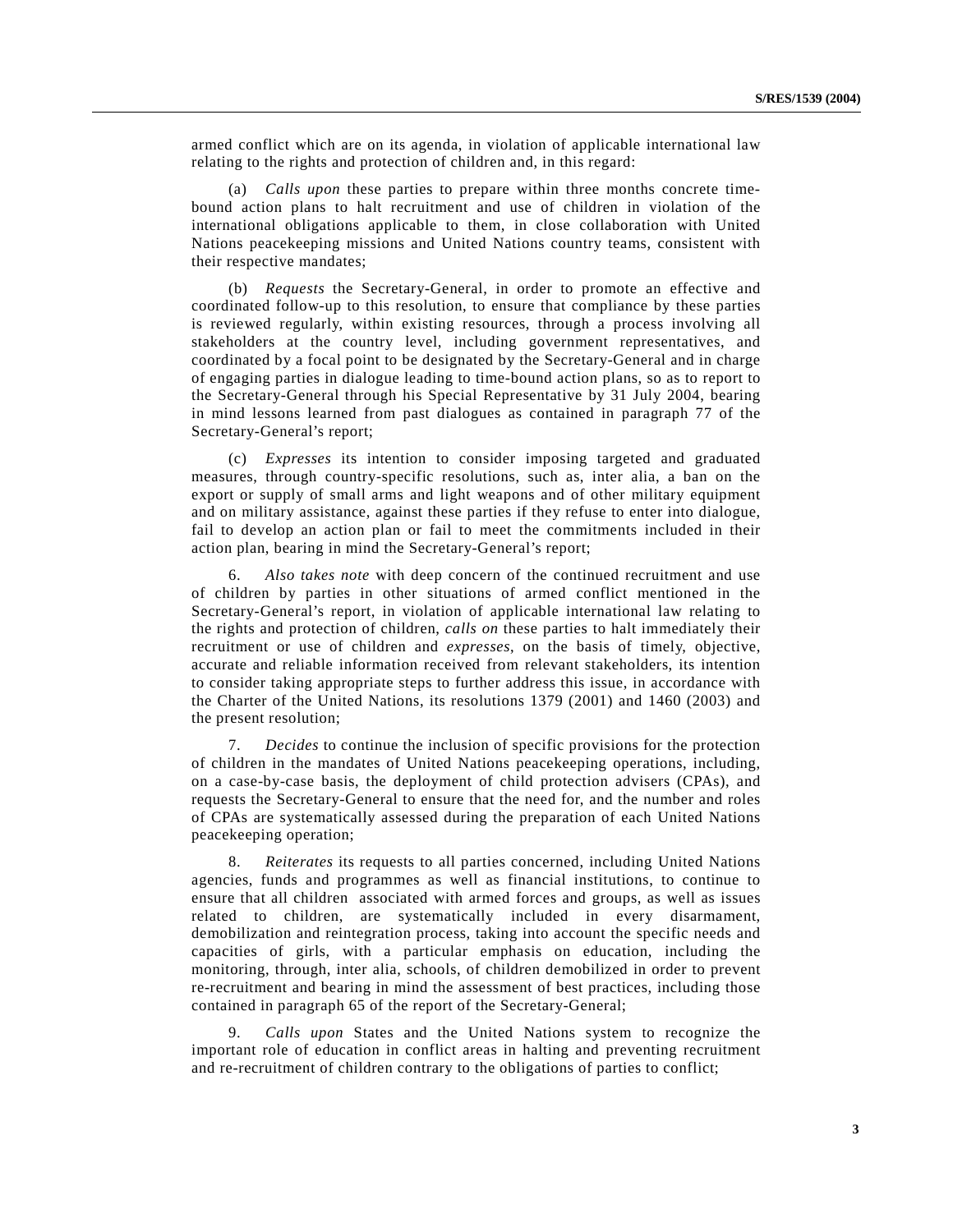armed conflict which are on its agenda, in violation of applicable international law relating to the rights and protection of children and, in this regard:

(a) *Calls upon* these parties to prepare within three months concrete time-bound action plans to halt recruitment and use of children in violation of the international obligations applicable to them, in close collaboration with United Nations peacekeeping missions and United Nations country teams, consistent with their respective mandates;

(b) *Requests* the Secretary-General, in order to promote an effective and coordinated follow-up to this resolution, to ensure that compliance by these parties is reviewed regularly, within existing resources, through a process involving all stakeholders at the country level, including government representatives, and coordinated by a focal point to be designated by the Secretary-General and in charge of engaging parties in dialogue leading to time-bound action plans, so as to report to the Secretary-General through his Special Representative by 31 July 2004, bearing in mind lessons learned from past dialogues as contained in paragraph 77 of the Secretary-General's report;

(c) *Expresses* its intention to consider imposing targeted and graduated measures, through country-specific resolutions, such as, inter alia, a ban on the export or supply of small arms and light weapons and of other military equipment and on military assistance, against these parties if they refuse to enter into dialogue, fail to develop an action plan or fail to meet the commitments included in their action plan, bearing in mind the Secretary-General's report;

6. *Also takes note* with deep concern of the continued recruitment and use of children by parties in other situations of armed conflict mentioned in the Secretary-General's report, in violation of applicable international law relating to the rights and protection of children, *calls on* these parties to halt immediately their recruitment or use of children and *expresses*, on the basis of timely, objective, accurate and reliable information received from relevant stakeholders, its intention to consider taking appropriate steps to further address this issue, in accordance with the Charter of the United Nations, its resolutions 1379 (2001) and 1460 (2003) and the present resolution;

7. *Decides* to continue the inclusion of specific provisions for the protection of children in the mandates of United Nations peacekeeping operations, including, on a case-by-case basis, the deployment of child protection advisers (CPAs), and requests the Secretary-General to ensure that the need for, and the number and roles of CPAs are systematically assessed during the preparation of each United Nations peacekeeping operation;

8. *Reiterates* its requests to all parties concerned, including United Nations agencies, funds and programmes as well as financial institutions, to continue to ensure that all children associated with armed forces and groups, as well as issues related to children, are systematically included in every disarmament, demobilization and reintegration process, taking into account the specific needs and capacities of girls, with a particular emphasis on education, including the monitoring, through, inter alia, schools, of children demobilized in order to prevent re-recruitment and bearing in mind the assessment of best practices, including those contained in paragraph 65 of the report of the Secretary-General;

9. *Calls upon* States and the United Nations system to recognize the important role of education in conflict areas in halting and preventing recruitment and re-recruitment of children contrary to the obligations of parties to conflict;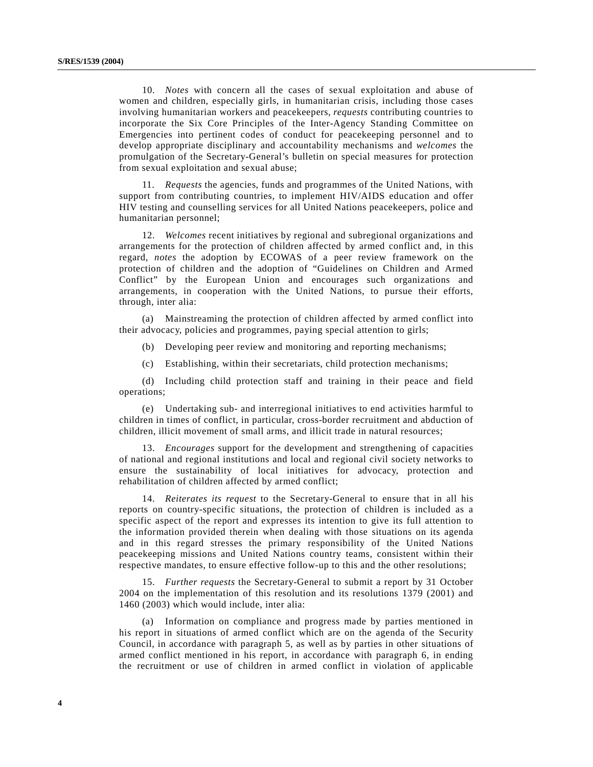10. *Notes* with concern all the cases of sexual exploitation and abuse of women and children, especially girls, in humanitarian crisis, including those cases involving humanitarian workers and peacekeepers, *requests* contributing countries to incorporate the Six Core Principles of the Inter-Agency Standing Committee on Emergencies into pertinent codes of conduct for peacekeeping personnel and to develop appropriate disciplinary and accountability mechanisms and *welcomes* the promulgation of the Secretary-General's bulletin on special measures for protection from sexual exploitation and sexual abuse;

11. *Requests* the agencies, funds and programmes of the United Nations, with support from contributing countries, to implement HIV/AIDS education and offer HIV testing and counselling services for all United Nations peacekeepers, police and humanitarian personnel;

12. *Welcomes* recent initiatives by regional and subregional organizations and arrangements for the protection of children affected by armed conflict and, in this regard, *notes* the adoption by ECOWAS of a peer review framework on the protection of children and the adoption of "Guidelines on Children and Armed Conflict" by the European Union and encourages such organizations and arrangements, in cooperation with the United Nations, to pursue their efforts, through, inter alia:

(a) Mainstreaming the protection of children affected by armed conflict into their advocacy, policies and programmes, paying special attention to girls;

(b) Developing peer review and monitoring and reporting mechanisms;

(c) Establishing, within their secretariats, child protection mechanisms;

(d) Including child protection staff and training in their peace and field operations;

(e) Undertaking sub- and interregional initiatives to end activities harmful to children in times of conflict, in particular, cross-border recruitment and abduction of children, illicit movement of small arms, and illicit trade in natural resources;

13. *Encourages* support for the development and strengthening of capacities of national and regional institutions and local and regional civil society networks to ensure the sustainability of local initiatives for advocacy, protection and rehabilitation of children affected by armed conflict;

14. *Reiterates its request* to the Secretary-General to ensure that in all his reports on country-specific situations, the protection of children is included as a specific aspect of the report and expresses its intention to give its full attention to the information provided therein when dealing with those situations on its agenda and in this regard stresses the primary responsibility of the United Nations peacekeeping missions and United Nations country teams, consistent within their respective mandates, to ensure effective follow-up to this and the other resolutions;

15. *Further requests* the Secretary-General to submit a report by 31 October 2004 on the implementation of this resolution and its resolutions 1379 (2001) and 1460 (2003) which would include, inter alia:

(a) Information on compliance and progress made by parties mentioned in his report in situations of armed conflict which are on the agenda of the Security Council, in accordance with paragraph 5, as well as by parties in other situations of armed conflict mentioned in his report, in accordance with paragraph 6, in ending the recruitment or use of children in armed conflict in violation of applicable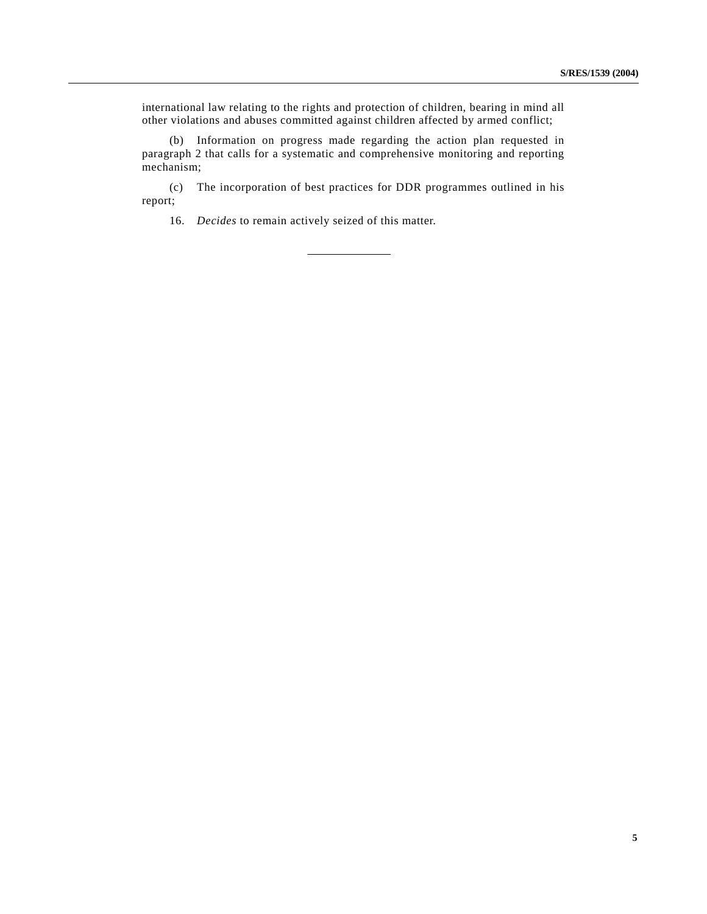international law relating to the rights and protection of children, bearing in mind all other violations and abuses committed against children affected by armed conflict;

(b) Information on progress made regarding the action plan requested in paragraph 2 that calls for a systematic and comprehensive monitoring and reporting mechanism;

(c) The incorporation of best practices for DDR programmes outlined in his report;

16. *Decides* to remain actively seized of this matter.